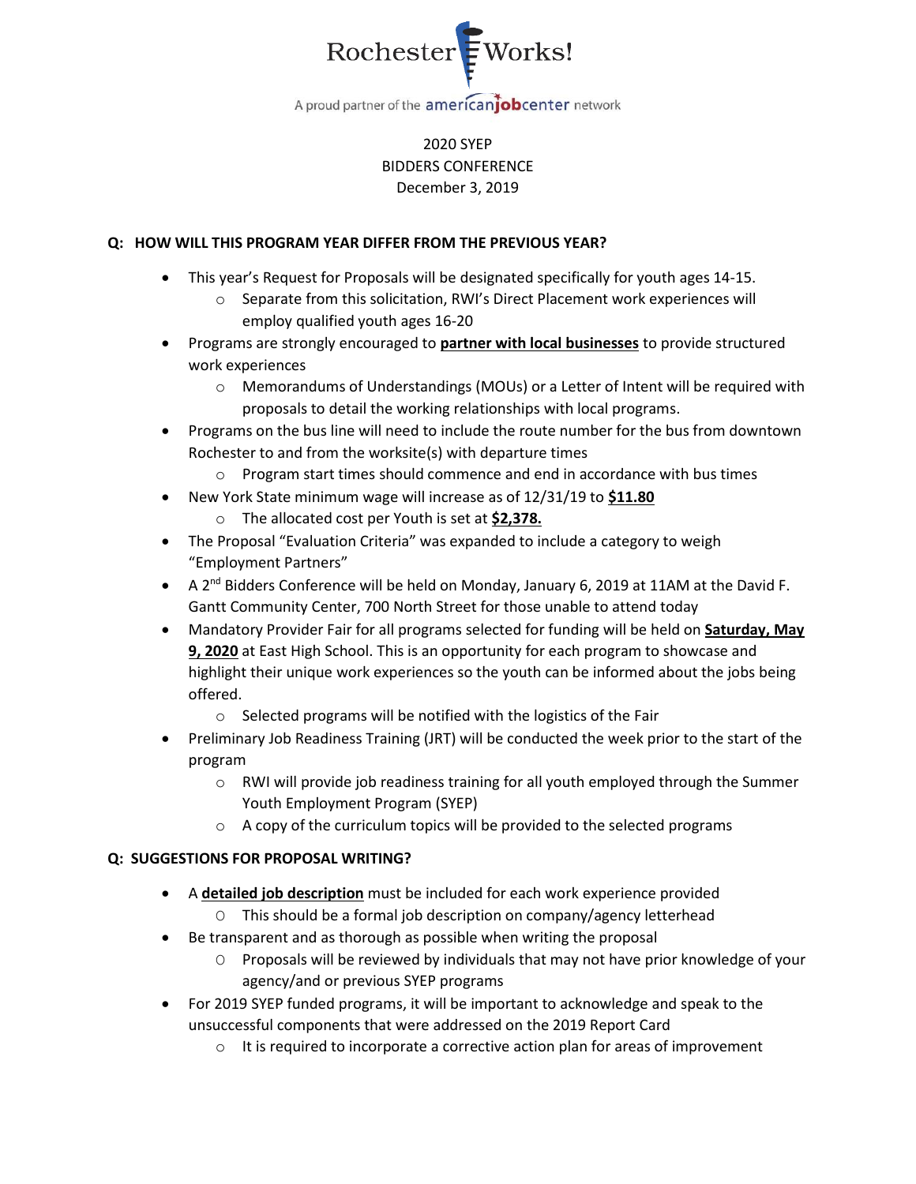Rochester Works!

A proud partner of the americanjobcenter network

2020 SYEP
BIDDERS CONFERENCE
December 3, 2019

**Q: HOW WILL THIS PROGRAM YEAR DIFFER FROM THE PREVIOUS YEAR?**

- This year's Request for Proposals will be designated specifically for youth ages 14-15.
  - Separate from this solicitation, RWI's Direct Placement work experiences will employ qualified youth ages 16-20
- Programs are strongly encouraged to **partner with local businesses** to provide structured work experiences
  - Memorandums of Understandings (MOUs) or a Letter of Intent will be required with proposals to detail the working relationships with local programs.
- Programs on the bus line will need to include the route number for the bus from downtown Rochester to and from the worksite(s) with departure times
  - Program start times should commence and end in accordance with bus times
- New York State minimum wage will increase as of 12/31/19 to **$11.80**
  - The allocated cost per Youth is set at **$2,378.**
- The Proposal "Evaluation Criteria" was expanded to include a category to weigh "Employment Partners"
- A 2nd Bidders Conference will be held on Monday, January 6, 2019 at 11AM at the David F. Gantt Community Center, 700 North Street for those unable to attend today
- Mandatory Provider Fair for all programs selected for funding will be held on **Saturday, May 9, 2020** at East High School. This is an opportunity for each program to showcase and highlight their unique work experiences so the youth can be informed about the jobs being offered.
  - Selected programs will be notified with the logistics of the Fair
- Preliminary Job Readiness Training (JRT) will be conducted the week prior to the start of the program
  - RWI will provide job readiness training for all youth employed through the Summer Youth Employment Program (SYEP)
  - A copy of the curriculum topics will be provided to the selected programs

**Q: SUGGESTIONS FOR PROPOSAL WRITING?**

- A **detailed job description** must be included for each work experience provided
  - This should be a formal job description on company/agency letterhead
- Be transparent and as thorough as possible when writing the proposal
  - Proposals will be reviewed by individuals that may not have prior knowledge of your agency/and or previous SYEP programs
- For 2019 SYEP funded programs, it will be important to acknowledge and speak to the unsuccessful components that were addressed on the 2019 Report Card
  - It is required to incorporate a corrective action plan for areas of improvement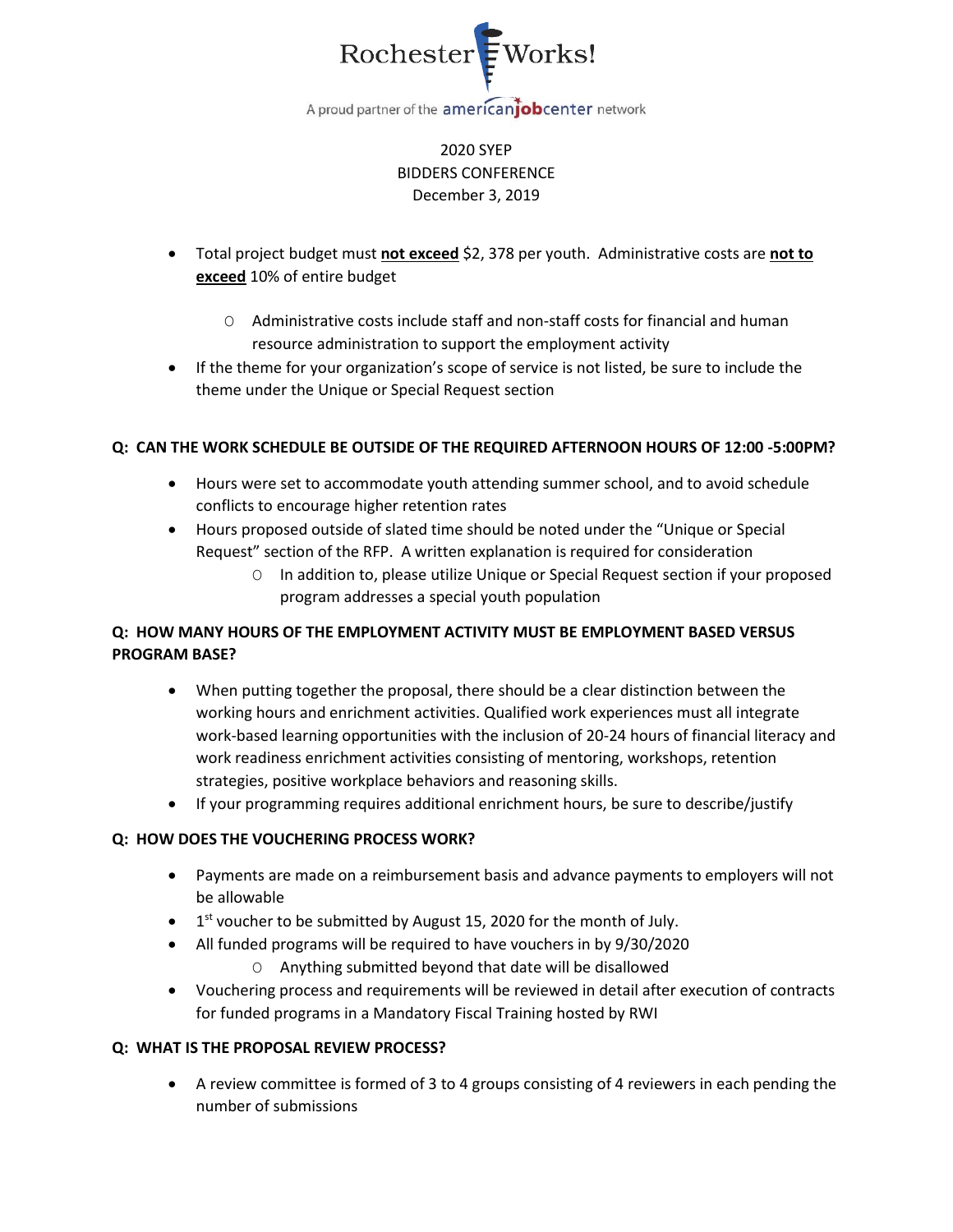Rochester Works!

A proud partner of the americanjobcenter network

2020 SYEP
BIDDERS CONFERENCE
December 3, 2019

- Total project budget must **not exceed** $2, 378 per youth. Administrative costs are **not to exceed** 10% of entire budget
  - Administrative costs include staff and non-staff costs for financial and human resource administration to support the employment activity
- If the theme for your organization's scope of service is not listed, be sure to include the theme under the Unique or Special Request section

**Q: CAN THE WORK SCHEDULE BE OUTSIDE OF THE REQUIRED AFTERNOON HOURS OF 12:00 -5:00PM?**

- Hours were set to accommodate youth attending summer school, and to avoid schedule conflicts to encourage higher retention rates
- Hours proposed outside of slated time should be noted under the "Unique or Special Request" section of the RFP. A written explanation is required for consideration
  - In addition to, please utilize Unique or Special Request section if your proposed program addresses a special youth population

**Q: HOW MANY HOURS OF THE EMPLOYMENT ACTIVITY MUST BE EMPLOYMENT BASED VERSUS PROGRAM BASE?**

- When putting together the proposal, there should be a clear distinction between the working hours and enrichment activities. Qualified work experiences must all integrate work-based learning opportunities with the inclusion of 20-24 hours of financial literacy and work readiness enrichment activities consisting of mentoring, workshops, retention strategies, positive workplace behaviors and reasoning skills.
- If your programming requires additional enrichment hours, be sure to describe/justify

**Q: HOW DOES THE VOUCHERING PROCESS WORK?**

- Payments are made on a reimbursement basis and advance payments to employers will not be allowable
- 1st voucher to be submitted by August 15, 2020 for the month of July.
- All funded programs will be required to have vouchers in by 9/30/2020
  - Anything submitted beyond that date will be disallowed
- Vouchering process and requirements will be reviewed in detail after execution of contracts for funded programs in a Mandatory Fiscal Training hosted by RWI

**Q: WHAT IS THE PROPOSAL REVIEW PROCESS?**

- A review committee is formed of 3 to 4 groups consisting of 4 reviewers in each pending the number of submissions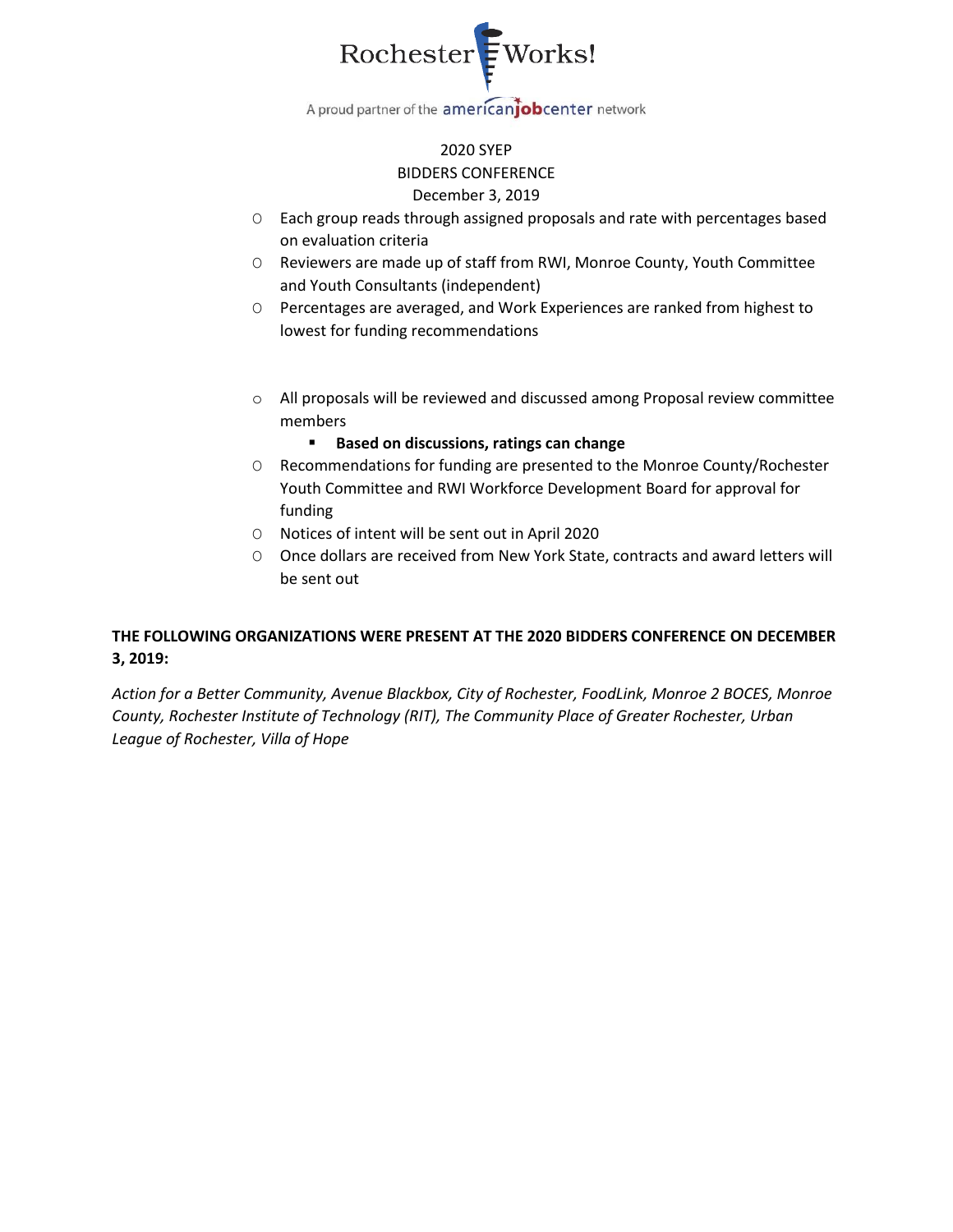Rochester Works!

A proud partner of the americanjobcenter network

2020 SYEP
BIDDERS CONFERENCE
December 3, 2019

- Each group reads through assigned proposals and rate with percentages based on evaluation criteria
- Reviewers are made up of staff from RWI, Monroe County, Youth Committee and Youth Consultants (independent)
- Percentages are averaged, and Work Experiences are ranked from highest to lowest for funding recommendations

- All proposals will be reviewed and discussed among Proposal review committee members
  - **Based on discussions, ratings can change**
- Recommendations for funding are presented to the Monroe County/Rochester Youth Committee and RWI Workforce Development Board for approval for funding
- Notices of intent will be sent out in April 2020
- Once dollars are received from New York State, contracts and award letters will be sent out

**THE FOLLOWING ORGANIZATIONS WERE PRESENT AT THE 2020 BIDDERS CONFERENCE ON DECEMBER 3, 2019:**

*Action for a Better Community, Avenue Blackbox, City of Rochester, FoodLink, Monroe 2 BOCES, Monroe County, Rochester Institute of Technology (RIT), The Community Place of Greater Rochester, Urban League of Rochester, Villa of Hope*